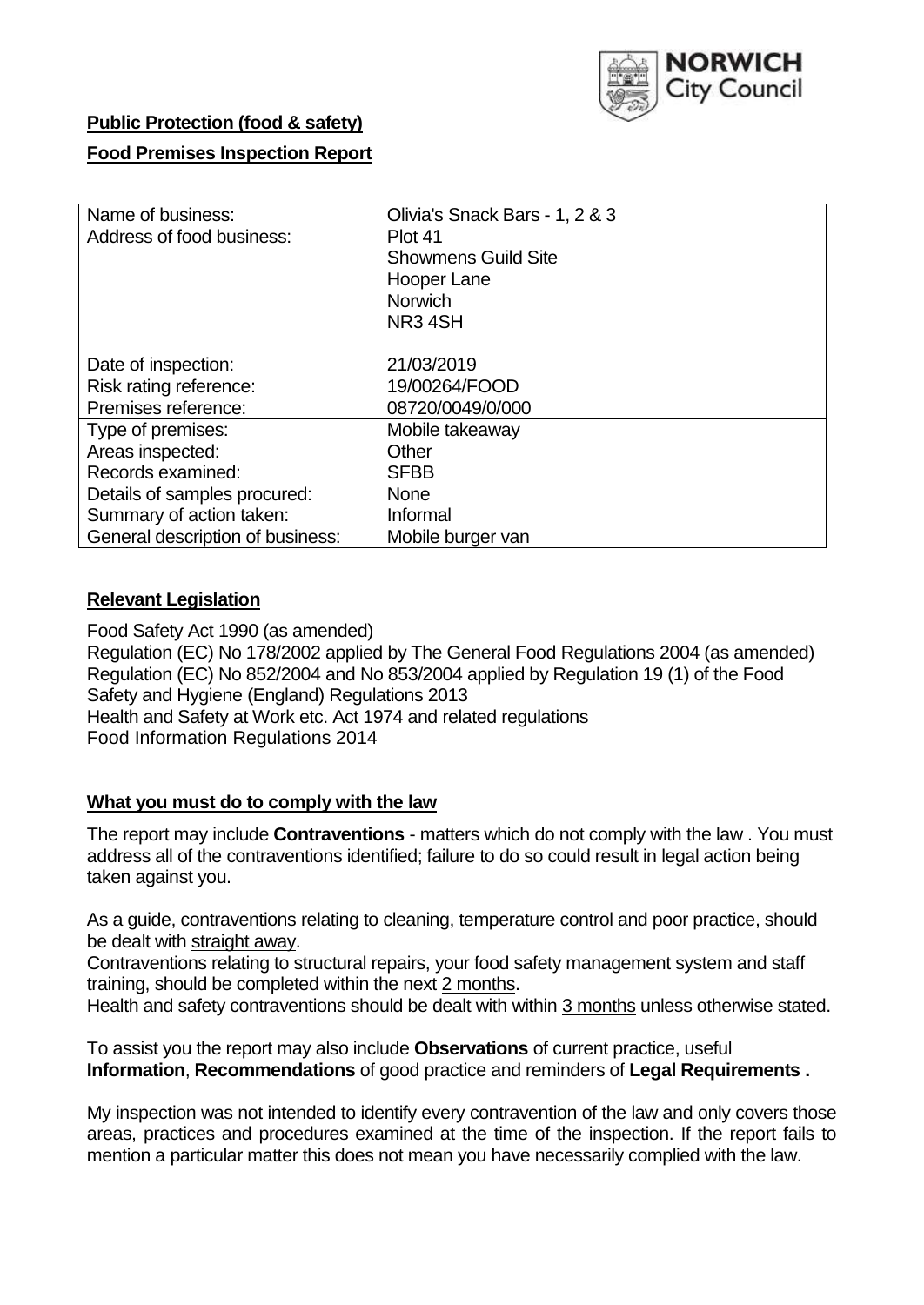NORWICH City Council

**Public Protection (food & safety)**

**Food Premises Inspection Report**

| Name of business: | Olivia's Snack Bars - 1, 2 & 3 |
|---|---|
| Address of food business: | Plot 41<br>Showmens Guild Site<br>Hooper Lane<br>Norwich<br>NR3 4SH |
| Date of inspection: | 21/03/2019 |
| Risk rating reference: | 19/00264/FOOD |
| Premises reference: | 08720/0049/0/000 |
| Type of premises: | Mobile takeaway |
| Areas inspected: | Other |
| Records examined: | SFBB |
| Details of samples procured: | None |
| Summary of action taken: | Informal |
| General description of business: | Mobile burger van |

## Relevant Legislation

Food Safety Act 1990 (as amended)
Regulation (EC) No 178/2002 applied by The General Food Regulations 2004 (as amended)
Regulation (EC) No 852/2004 and No 853/2004 applied by Regulation 19 (1) of the Food Safety and Hygiene (England) Regulations 2013
Health and Safety at Work etc. Act 1974 and related regulations
Food Information Regulations 2014

## What you must do to comply with the law

The report may include **Contraventions** - matters which do not comply with the law . You must address all of the contraventions identified; failure to do so could result in legal action being taken against you.

As a guide, contraventions relating to cleaning, temperature control and poor practice, should be dealt with straight away.

Contraventions relating to structural repairs, your food safety management system and staff training, should be completed within the next 2 months.

Health and safety contraventions should be dealt with within 3 months unless otherwise stated.

To assist you the report may also include **Observations** of current practice, useful **Information**, **Recommendations** of good practice and reminders of **Legal Requirements .**

My inspection was not intended to identify every contravention of the law and only covers those areas, practices and procedures examined at the time of the inspection. If the report fails to mention a particular matter this does not mean you have necessarily complied with the law.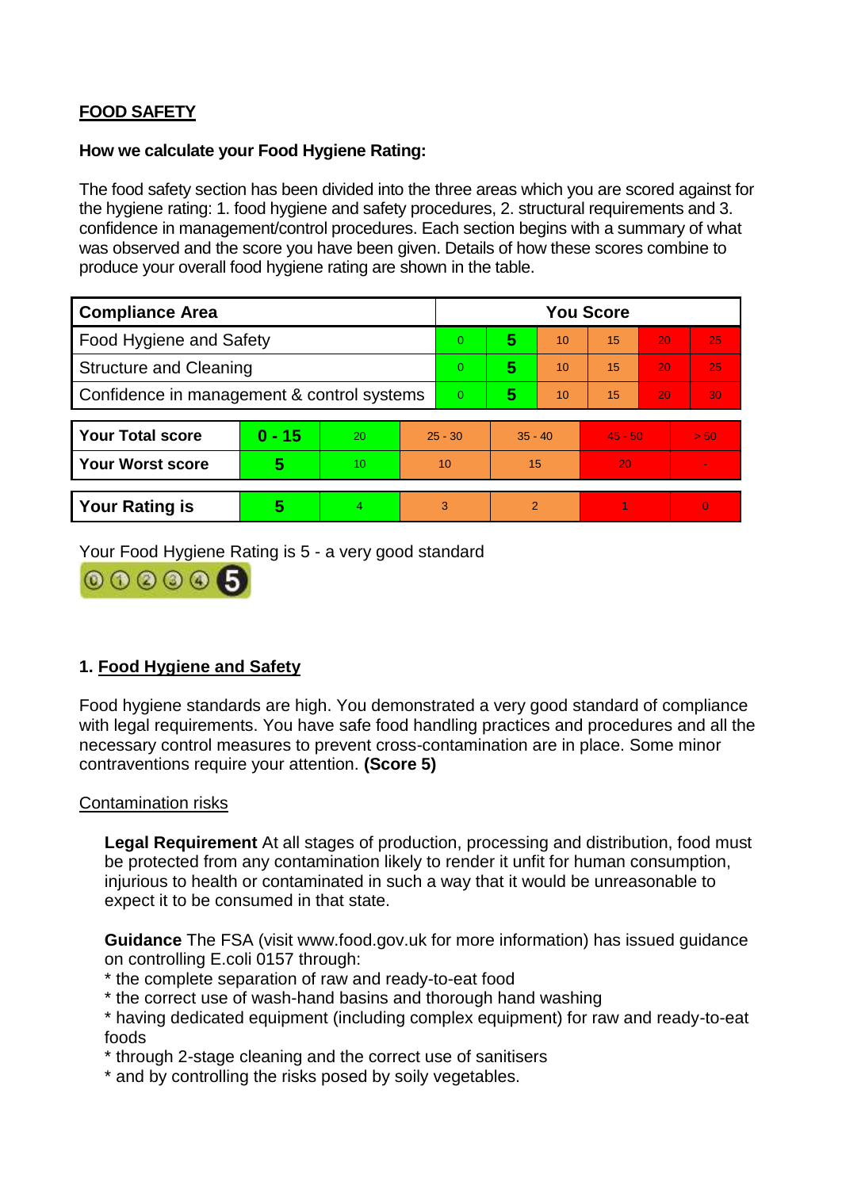**FOOD SAFETY**

**How we calculate your Food Hygiene Rating:**

The food safety section has been divided into the three areas which you are scored against for the hygiene rating: 1. food hygiene and safety procedures, 2. structural requirements and 3. confidence in management/control procedures. Each section begins with a summary of what was observed and the score you have been given. Details of how these scores combine to produce your overall food hygiene rating are shown in the table.

| Compliance Area | You Score | | | | | |
|---|---|---|---|---|---|---|
| Food Hygiene and Safety | 0 | **5** | 10 | 15 | 20 | 25 |
| Structure and Cleaning | 0 | **5** | 10 | 15 | 20 | 25 |
| Confidence in management & control systems | 0 | **5** | 10 | 15 | 20 | 30 |

| | | | | | | |
|---|---|---|---|---|---|---|
| **Your Total score** | **0 - 15** | 20 | 25 - 30 | 35 - 40 | 45 - 50 | > 50 |
| **Your Worst score** | **5** | 10 | 10 | 15 | 20 | - |

| | | | | | | |
|---|---|---|---|---|---|---|
| **Your Rating is** | **5** | 4 | 3 | 2 | 1 | 0 |

Your Food Hygiene Rating is 5 - a very good standard

## 1. Food Hygiene and Safety

Food hygiene standards are high. You demonstrated a very good standard of compliance with legal requirements. You have safe food handling practices and procedures and all the necessary control measures to prevent cross-contamination are in place. Some minor contraventions require your attention. **(Score 5)**

Contamination risks

**Legal Requirement** At all stages of production, processing and distribution, food must be protected from any contamination likely to render it unfit for human consumption, injurious to health or contaminated in such a way that it would be unreasonable to expect it to be consumed in that state.

**Guidance** The FSA (visit www.food.gov.uk for more information) has issued guidance on controlling E.coli 0157 through:
* the complete separation of raw and ready-to-eat food
* the correct use of wash-hand basins and thorough hand washing
* having dedicated equipment (including complex equipment) for raw and ready-to-eat foods
* through 2-stage cleaning and the correct use of sanitisers
* and by controlling the risks posed by soily vegetables.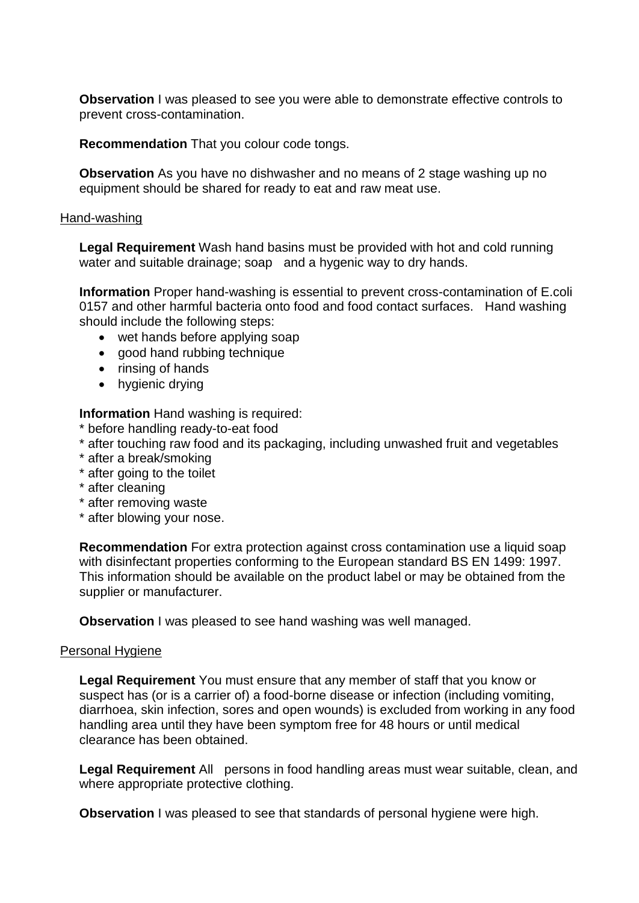**Observation** I was pleased to see you were able to demonstrate effective controls to prevent cross-contamination.

**Recommendation** That you colour code tongs.

**Observation** As you have no dishwasher and no means of 2 stage washing up no equipment should be shared for ready to eat and raw meat use.

Hand-washing

**Legal Requirement** Wash hand basins must be provided with hot and cold running water and suitable drainage; soap and a hygenic way to dry hands.

**Information** Proper hand-washing is essential to prevent cross-contamination of E.coli 0157 and other harmful bacteria onto food and food contact surfaces. Hand washing should include the following steps:

- wet hands before applying soap
- good hand rubbing technique
- rinsing of hands
- hygienic drying

**Information** Hand washing is required:
* before handling ready-to-eat food
* after touching raw food and its packaging, including unwashed fruit and vegetables
* after a break/smoking
* after going to the toilet
* after cleaning
* after removing waste
* after blowing your nose.

**Recommendation** For extra protection against cross contamination use a liquid soap with disinfectant properties conforming to the European standard BS EN 1499: 1997. This information should be available on the product label or may be obtained from the supplier or manufacturer.

**Observation** I was pleased to see hand washing was well managed.

Personal Hygiene

**Legal Requirement** You must ensure that any member of staff that you know or suspect has (or is a carrier of) a food-borne disease or infection (including vomiting, diarrhoea, skin infection, sores and open wounds) is excluded from working in any food handling area until they have been symptom free for 48 hours or until medical clearance has been obtained.

**Legal Requirement** All persons in food handling areas must wear suitable, clean, and where appropriate protective clothing.

**Observation** I was pleased to see that standards of personal hygiene were high.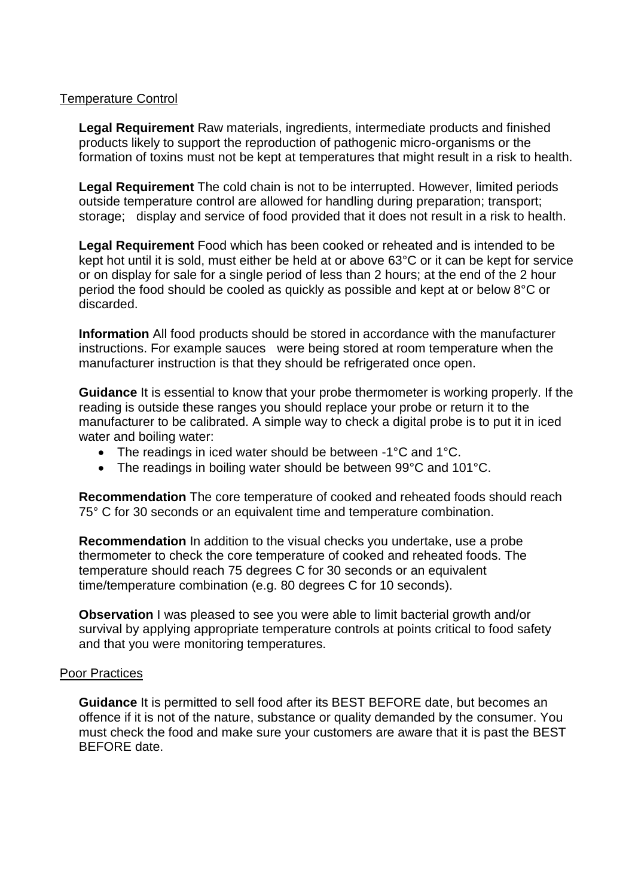## Temperature Control

**Legal Requirement** Raw materials, ingredients, intermediate products and finished products likely to support the reproduction of pathogenic micro-organisms or the formation of toxins must not be kept at temperatures that might result in a risk to health.

**Legal Requirement** The cold chain is not to be interrupted. However, limited periods outside temperature control are allowed for handling during preparation; transport; storage; display and service of food provided that it does not result in a risk to health.

**Legal Requirement** Food which has been cooked or reheated and is intended to be kept hot until it is sold, must either be held at or above 63°C or it can be kept for service or on display for sale for a single period of less than 2 hours; at the end of the 2 hour period the food should be cooled as quickly as possible and kept at or below 8°C or discarded.

**Information** All food products should be stored in accordance with the manufacturer instructions. For example sauces were being stored at room temperature when the manufacturer instruction is that they should be refrigerated once open.

**Guidance** It is essential to know that your probe thermometer is working properly. If the reading is outside these ranges you should replace your probe or return it to the manufacturer to be calibrated. A simple way to check a digital probe is to put it in iced water and boiling water:

- The readings in iced water should be between -1°C and 1°C.
- The readings in boiling water should be between 99°C and 101°C.

**Recommendation** The core temperature of cooked and reheated foods should reach 75° C for 30 seconds or an equivalent time and temperature combination.

**Recommendation** In addition to the visual checks you undertake, use a probe thermometer to check the core temperature of cooked and reheated foods. The temperature should reach 75 degrees C for 30 seconds or an equivalent time/temperature combination (e.g. 80 degrees C for 10 seconds).

**Observation** I was pleased to see you were able to limit bacterial growth and/or survival by applying appropriate temperature controls at points critical to food safety and that you were monitoring temperatures.

## Poor Practices

**Guidance** It is permitted to sell food after its BEST BEFORE date, but becomes an offence if it is not of the nature, substance or quality demanded by the consumer. You must check the food and make sure your customers are aware that it is past the BEST BEFORE date.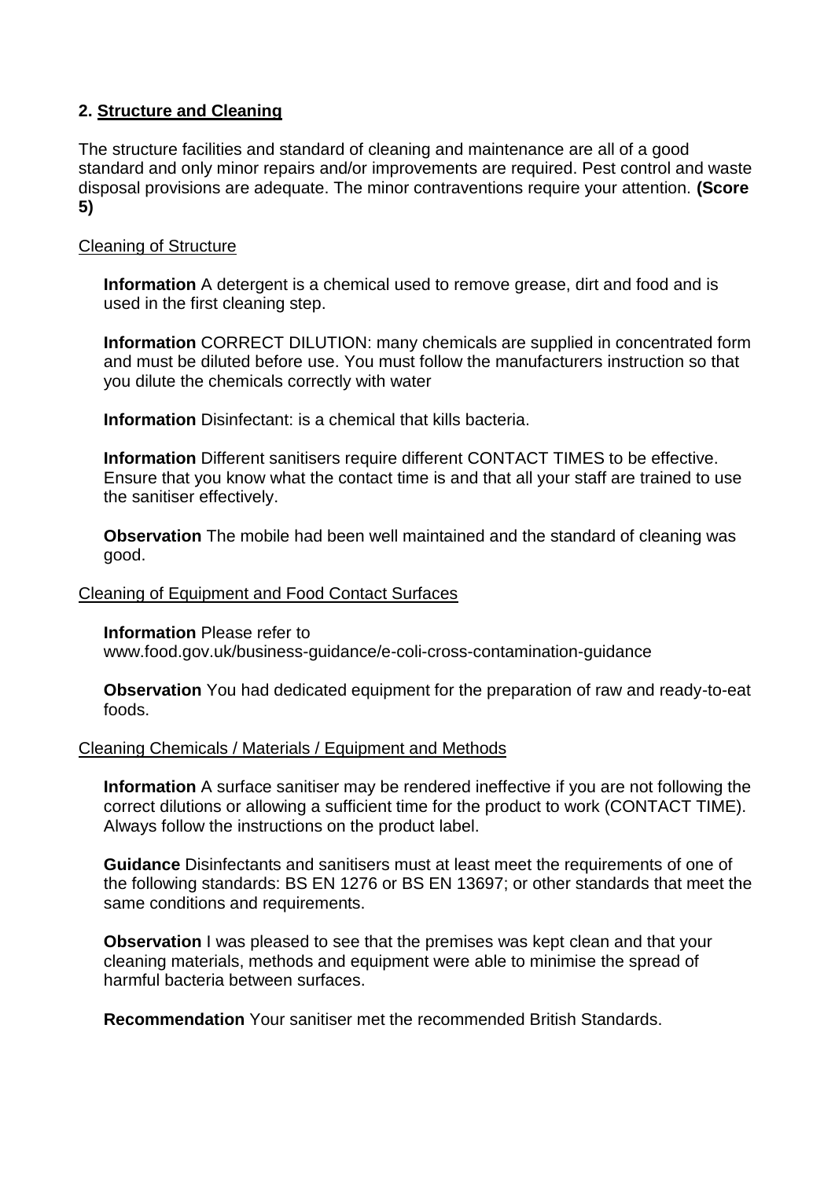## 2. Structure and Cleaning

The structure facilities and standard of cleaning and maintenance are all of a good standard and only minor repairs and/or improvements are required. Pest control and waste disposal provisions are adequate. The minor contraventions require your attention. **(Score 5)**

### Cleaning of Structure

**Information** A detergent is a chemical used to remove grease, dirt and food and is used in the first cleaning step.

**Information** CORRECT DILUTION: many chemicals are supplied in concentrated form and must be diluted before use. You must follow the manufacturers instruction so that you dilute the chemicals correctly with water

**Information** Disinfectant: is a chemical that kills bacteria.

**Information** Different sanitisers require different CONTACT TIMES to be effective. Ensure that you know what the contact time is and that all your staff are trained to use the sanitiser effectively.

**Observation** The mobile had been well maintained and the standard of cleaning was good.

### Cleaning of Equipment and Food Contact Surfaces

**Information** Please refer to www.food.gov.uk/business-guidance/e-coli-cross-contamination-guidance

**Observation** You had dedicated equipment for the preparation of raw and ready-to-eat foods.

### Cleaning Chemicals / Materials / Equipment and Methods

**Information** A surface sanitiser may be rendered ineffective if you are not following the correct dilutions or allowing a sufficient time for the product to work (CONTACT TIME). Always follow the instructions on the product label.

**Guidance** Disinfectants and sanitisers must at least meet the requirements of one of the following standards: BS EN 1276 or BS EN 13697; or other standards that meet the same conditions and requirements.

**Observation** I was pleased to see that the premises was kept clean and that your cleaning materials, methods and equipment were able to minimise the spread of harmful bacteria between surfaces.

**Recommendation** Your sanitiser met the recommended British Standards.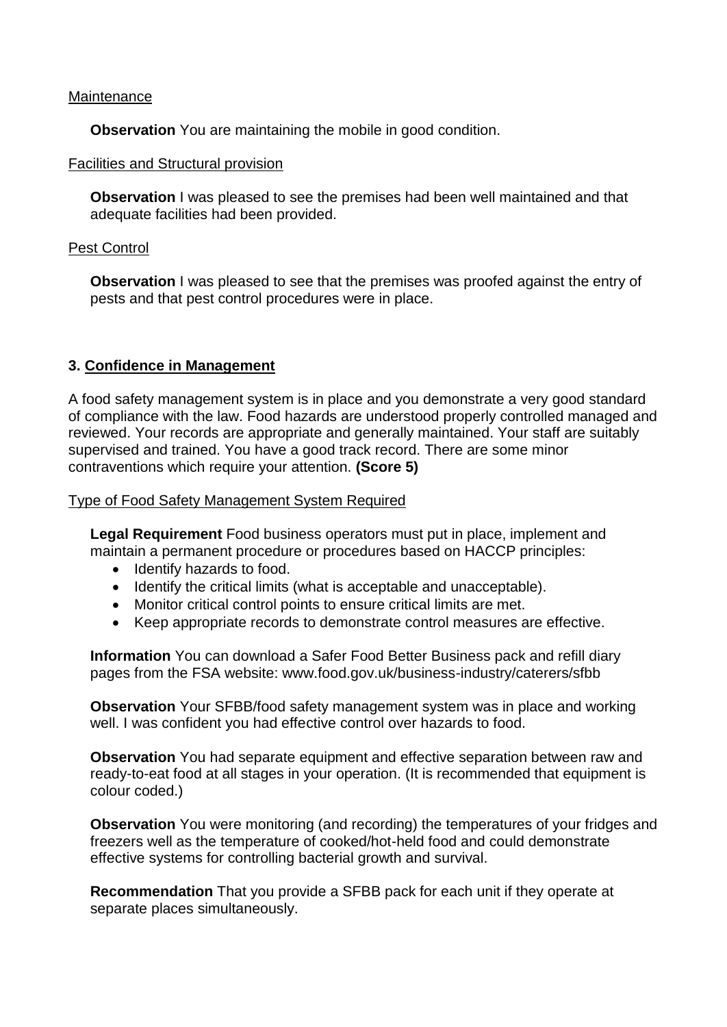Maintenance

**Observation** You are maintaining the mobile in good condition.

Facilities and Structural provision

**Observation** I was pleased to see the premises had been well maintained and that adequate facilities had been provided.

Pest Control

**Observation** I was pleased to see that the premises was proofed against the entry of pests and that pest control procedures were in place.

## 3. Confidence in Management

A food safety management system is in place and you demonstrate a very good standard of compliance with the law. Food hazards are understood properly controlled managed and reviewed. Your records are appropriate and generally maintained. Your staff are suitably supervised and trained. You have a good track record. There are some minor contraventions which require your attention. **(Score 5)**

Type of Food Safety Management System Required

**Legal Requirement** Food business operators must put in place, implement and maintain a permanent procedure or procedures based on HACCP principles:

- Identify hazards to food.
- Identify the critical limits (what is acceptable and unacceptable).
- Monitor critical control points to ensure critical limits are met.
- Keep appropriate records to demonstrate control measures are effective.

**Information** You can download a Safer Food Better Business pack and refill diary pages from the FSA website: www.food.gov.uk/business-industry/caterers/sfbb

**Observation** Your SFBB/food safety management system was in place and working well. I was confident you had effective control over hazards to food.

**Observation** You had separate equipment and effective separation between raw and ready-to-eat food at all stages in your operation. (It is recommended that equipment is colour coded.)

**Observation** You were monitoring (and recording) the temperatures of your fridges and freezers well as the temperature of cooked/hot-held food and could demonstrate effective systems for controlling bacterial growth and survival.

**Recommendation** That you provide a SFBB pack for each unit if they operate at separate places simultaneously.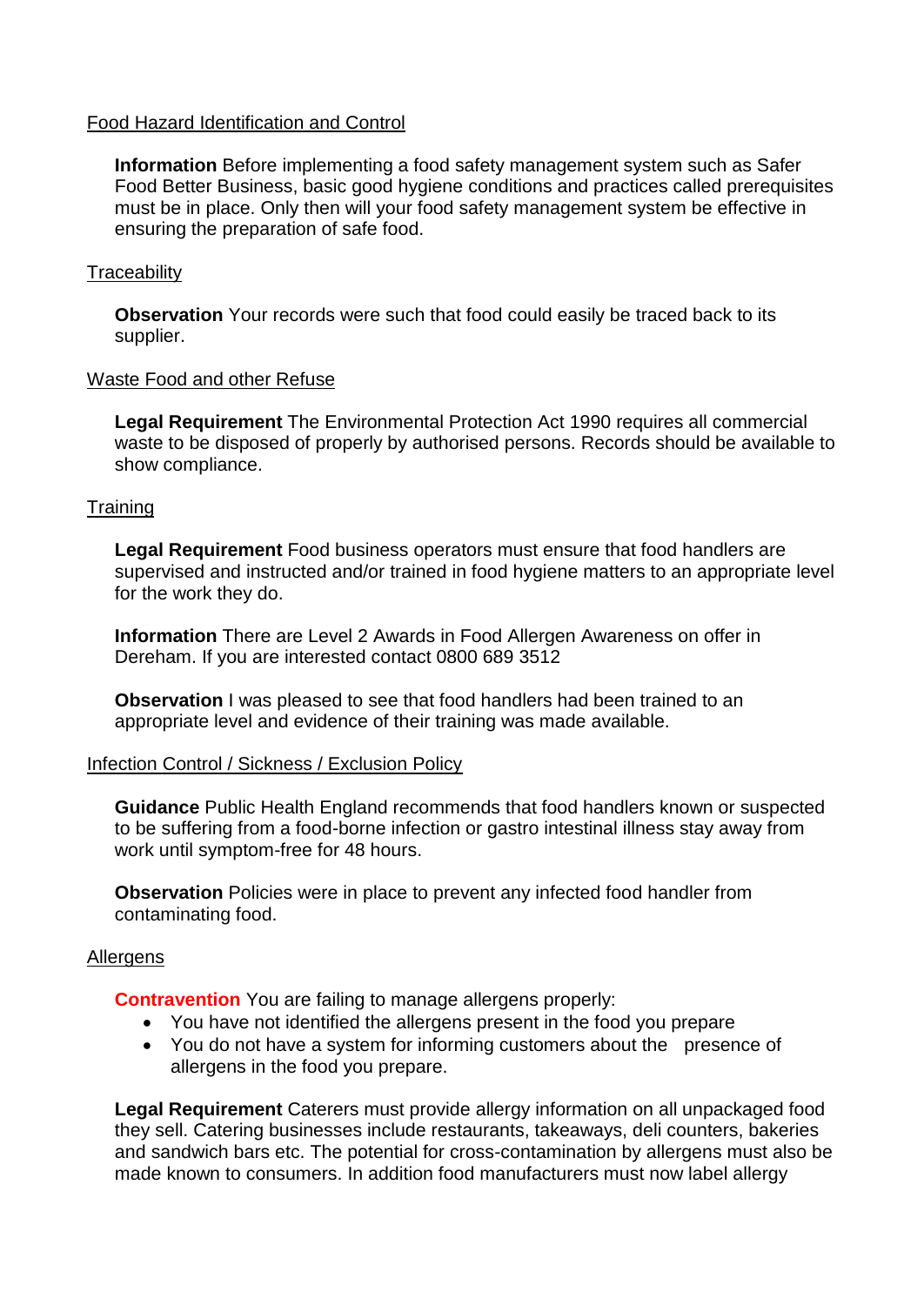Food Hazard Identification and Control

**Information** Before implementing a food safety management system such as Safer Food Better Business, basic good hygiene conditions and practices called prerequisites must be in place. Only then will your food safety management system be effective in ensuring the preparation of safe food.

Traceability

**Observation** Your records were such that food could easily be traced back to its supplier.

Waste Food and other Refuse

**Legal Requirement** The Environmental Protection Act 1990 requires all commercial waste to be disposed of properly by authorised persons. Records should be available to show compliance.

Training

**Legal Requirement** Food business operators must ensure that food handlers are supervised and instructed and/or trained in food hygiene matters to an appropriate level for the work they do.

**Information** There are Level 2 Awards in Food Allergen Awareness on offer in Dereham. If you are interested contact 0800 689 3512

**Observation** I was pleased to see that food handlers had been trained to an appropriate level and evidence of their training was made available.

Infection Control / Sickness / Exclusion Policy

**Guidance** Public Health England recommends that food handlers known or suspected to be suffering from a food-borne infection or gastro intestinal illness stay away from work until symptom-free for 48 hours.

**Observation** Policies were in place to prevent any infected food handler from contaminating food.

Allergens

**Contravention** You are failing to manage allergens properly:

- You have not identified the allergens present in the food you prepare
- You do not have a system for informing customers about the presence of allergens in the food you prepare.

**Legal Requirement** Caterers must provide allergy information on all unpackaged food they sell. Catering businesses include restaurants, takeaways, deli counters, bakeries and sandwich bars etc. The potential for cross-contamination by allergens must also be made known to consumers. In addition food manufacturers must now label allergy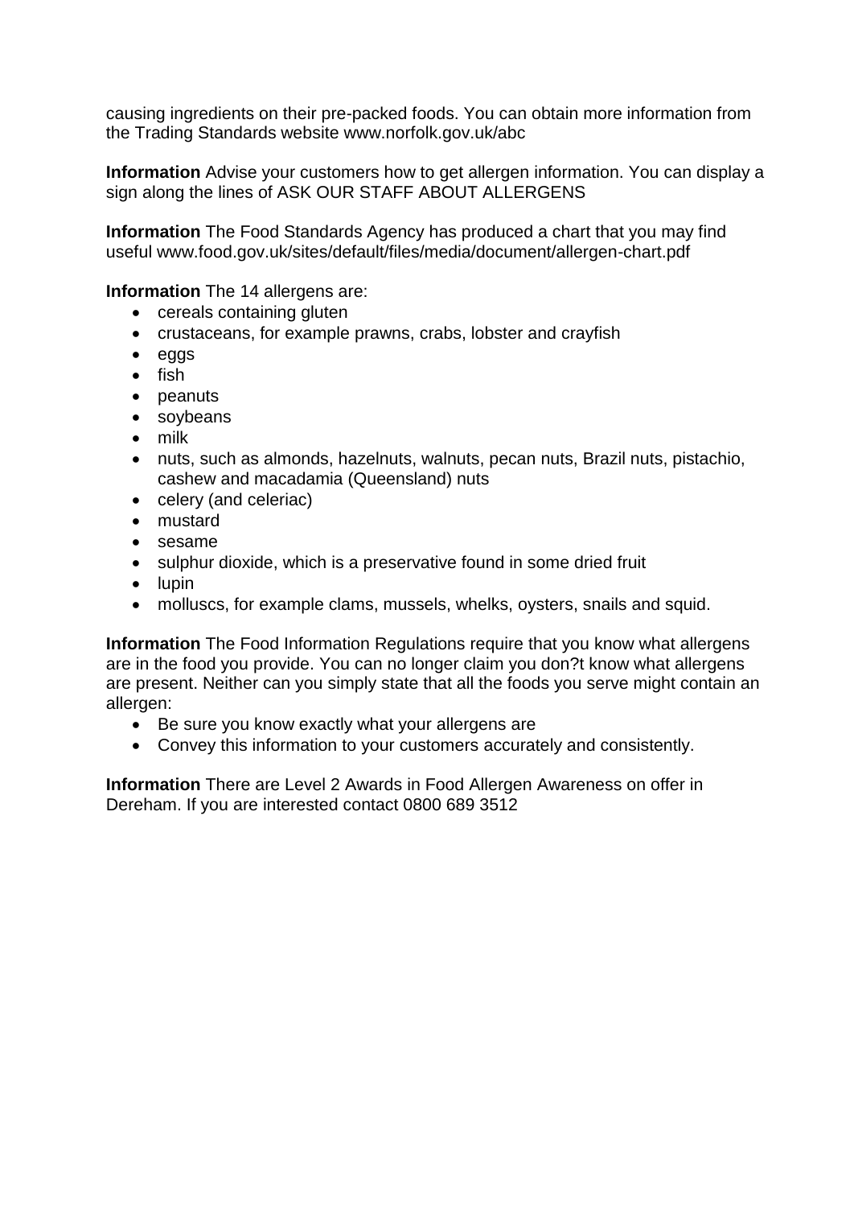causing ingredients on their pre-packed foods. You can obtain more information from the Trading Standards website www.norfolk.gov.uk/abc

**Information** Advise your customers how to get allergen information. You can display a sign along the lines of ASK OUR STAFF ABOUT ALLERGENS

**Information** The Food Standards Agency has produced a chart that you may find useful www.food.gov.uk/sites/default/files/media/document/allergen-chart.pdf

**Information** The 14 allergens are:

- cereals containing gluten
- crustaceans, for example prawns, crabs, lobster and crayfish
- eggs
- fish
- peanuts
- soybeans
- milk
- nuts, such as almonds, hazelnuts, walnuts, pecan nuts, Brazil nuts, pistachio, cashew and macadamia (Queensland) nuts
- celery (and celeriac)
- mustard
- sesame
- sulphur dioxide, which is a preservative found in some dried fruit
- lupin
- molluscs, for example clams, mussels, whelks, oysters, snails and squid.

**Information** The Food Information Regulations require that you know what allergens are in the food you provide. You can no longer claim you don?t know what allergens are present. Neither can you simply state that all the foods you serve might contain an allergen:

- Be sure you know exactly what your allergens are
- Convey this information to your customers accurately and consistently.

**Information** There are Level 2 Awards in Food Allergen Awareness on offer in Dereham. If you are interested contact 0800 689 3512